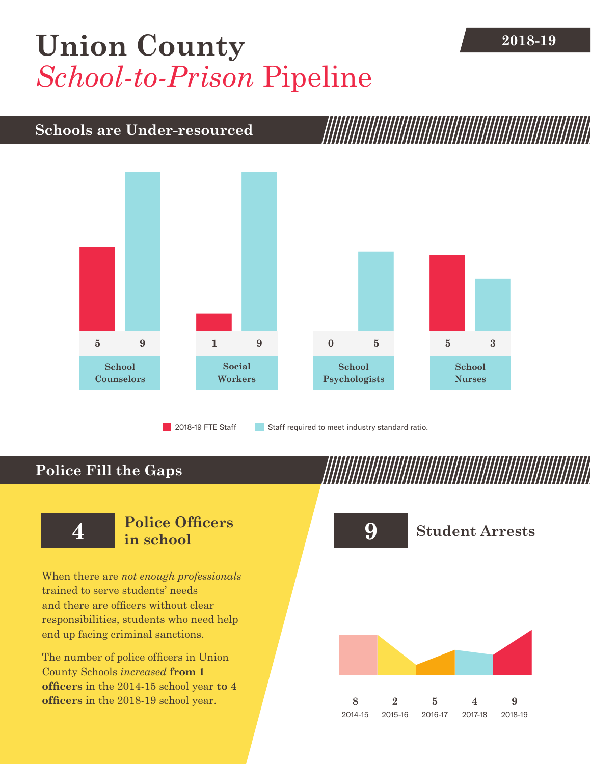# Union County *School-to-Prison* Pipeline

**2018-19**

## Schools are Under-resourced

| | 2018-19 FTE Staff | Staff required to meet industry standard ratio. |
|---|---|---|
| School Counselors | 5 | 9 |
| Social Workers | 1 | 9 |
| School Psychologists | 0 | 5 |
| School Nurses | 5 | 3 |

## Police Fill the Gaps

**4** **Police Officers in school**

When there are *not enough professionals* trained to serve students' needs and there are officers without clear responsibilities, students who need help end up facing criminal sanctions.

The number of police officers in Union County Schools *increased* **from 1 officers** in the 2014-15 school year **to 4 officers** in the 2018-19 school year.

**9** **Student Arrests**

| 2014-15 | 2015-16 | 2016-17 | 2017-18 | 2018-19 |
|---|---|---|---|---|
| 8 | 2 | 5 | 4 | 9 |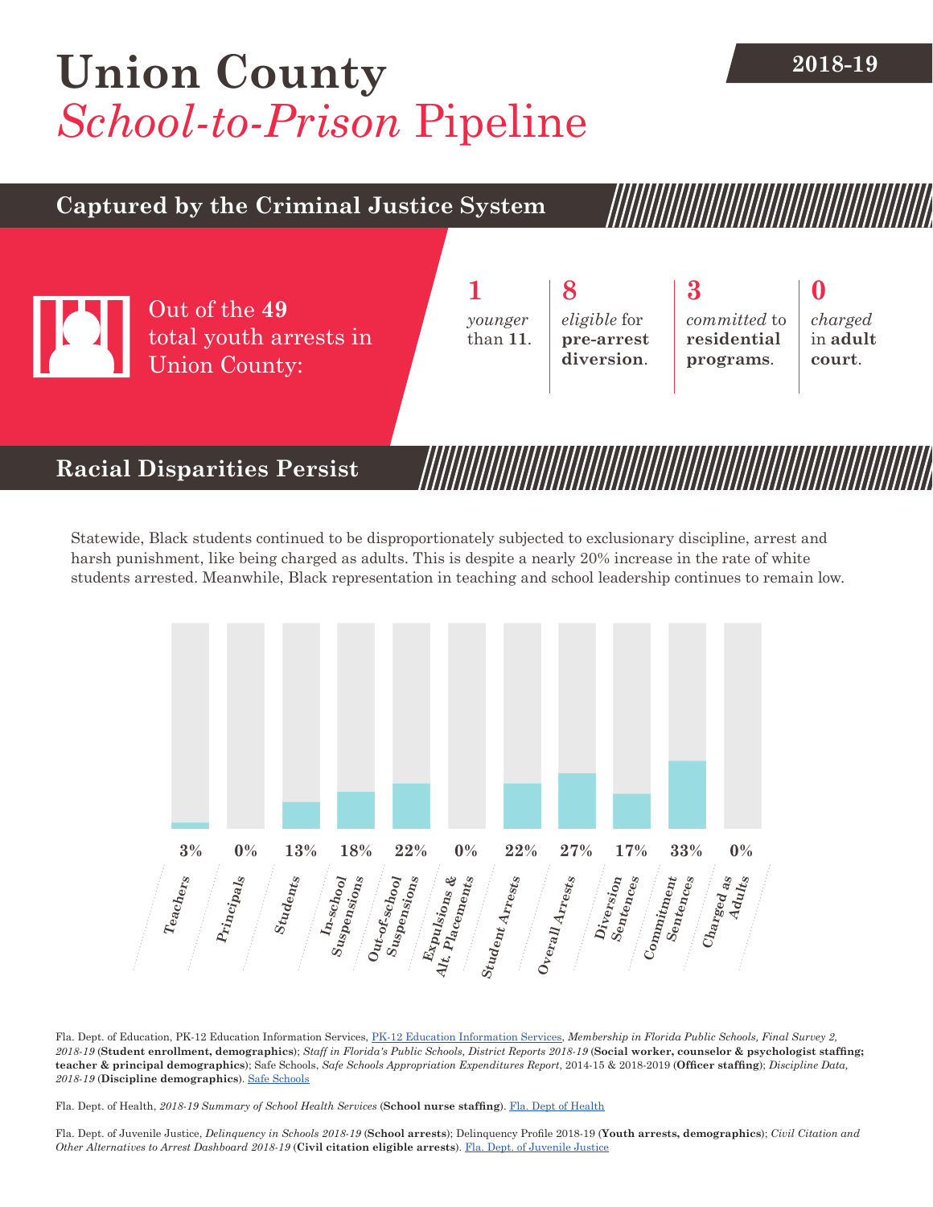# Union County *School-to-Prison* Pipeline

2018-19

## Captured by the Criminal Justice System

Out of the **49** total youth arrests in Union County:

**1** *younger* than **11**.

**8** *eligible* for **pre-arrest diversion**.

**3** *committed* to **residential programs**.

**0** *charged* in **adult court**.

## Racial Disparities Persist

Statewide, Black students continued to be disproportionately subjected to exclusionary discipline, arrest and harsh punishment, like being charged as adults. This is despite a nearly 20% increase in the rate of white students arrested. Meanwhile, Black representation in teaching and school leadership continues to remain low.

3% Teachers
0% Principals
13% Students
18% In-school Suspensions
22% Out-of-school Suspensions
0% Expulsions & Alt. Placements
22% Student Arrests
27% Overall Arrests
17% Diversion Sentences
33% Commitment Sentences
0% Charged as Adults

Fla. Dept. of Education, PK-12 Education Information Services, [PK-12 Education Information Services](), *Membership in Florida Public Schools, Final Survey 2, 2018-19* (**Student enrollment, demographics**); *Staff in Florida's Public Schools, District Reports 2018-19* (**Social worker, counselor & psychologist staffing; teacher & principal demographics**); Safe Schools, *Safe Schools Appropriation Expenditures Report*, 2014-15 & 2018-2019 (**Officer staffing**); *Discipline Data, 2018-19* (**Discipline demographics**). [Safe Schools]()

Fla. Dept. of Health, *2018-19 Summary of School Health Services* (**School nurse staffing**). [Fla. Dept of Health]()

Fla. Dept. of Juvenile Justice, *Delinquency in Schools 2018-19* (**School arrests**); Delinquency Profile 2018-19 (**Youth arrests, demographics**); *Civil Citation and Other Alternatives to Arrest Dashboard 2018-19* (**Civil citation eligible arrests**). [Fla. Dept. of Juvenile Justice]()